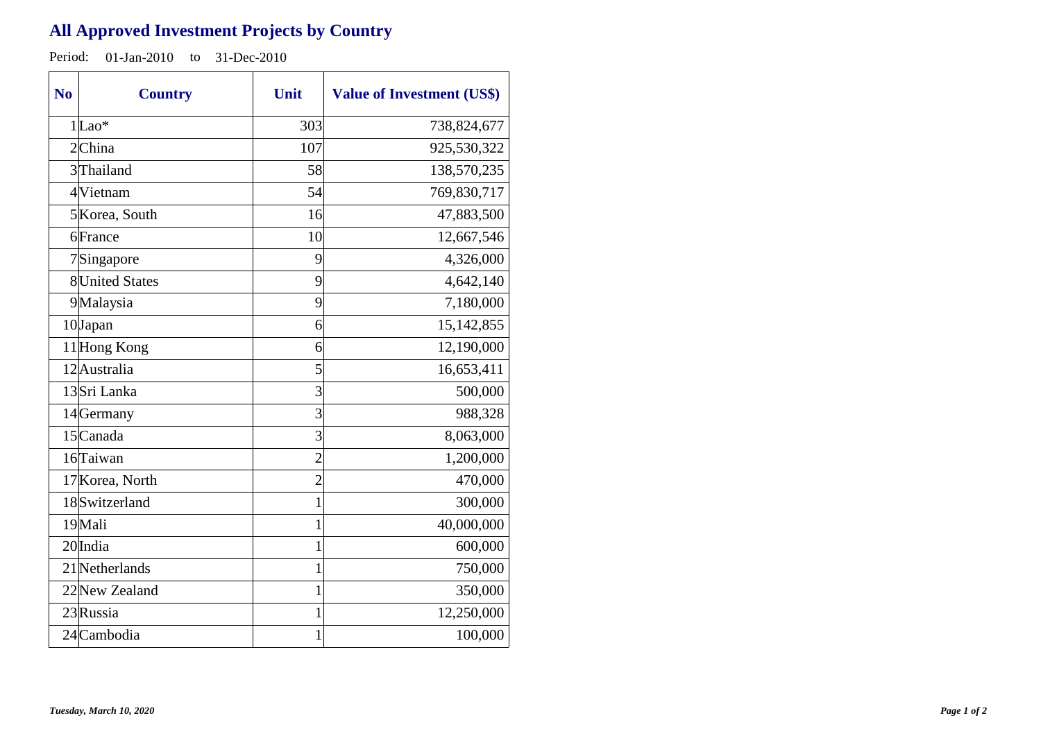# All Approved Investment Projects by Country

Period: 01-Jan-2010 to 31-Dec-2010

| No | Country | Unit | Value of Investment (US$) |
|---|---|---|---|
| 1 | Lao* | 303 | 738,824,677 |
| 2 | China | 107 | 925,530,322 |
| 3 | Thailand | 58 | 138,570,235 |
| 4 | Vietnam | 54 | 769,830,717 |
| 5 | Korea, South | 16 | 47,883,500 |
| 6 | France | 10 | 12,667,546 |
| 7 | Singapore | 9 | 4,326,000 |
| 8 | United States | 9 | 4,642,140 |
| 9 | Malaysia | 9 | 7,180,000 |
| 10 | Japan | 6 | 15,142,855 |
| 11 | Hong Kong | 6 | 12,190,000 |
| 12 | Australia | 5 | 16,653,411 |
| 13 | Sri Lanka | 3 | 500,000 |
| 14 | Germany | 3 | 988,328 |
| 15 | Canada | 3 | 8,063,000 |
| 16 | Taiwan | 2 | 1,200,000 |
| 17 | Korea, North | 2 | 470,000 |
| 18 | Switzerland | 1 | 300,000 |
| 19 | Mali | 1 | 40,000,000 |
| 20 | India | 1 | 600,000 |
| 21 | Netherlands | 1 | 750,000 |
| 22 | New Zealand | 1 | 350,000 |
| 23 | Russia | 1 | 12,250,000 |
| 24 | Cambodia | 1 | 100,000 |

*Tuesday, March 10, 2020*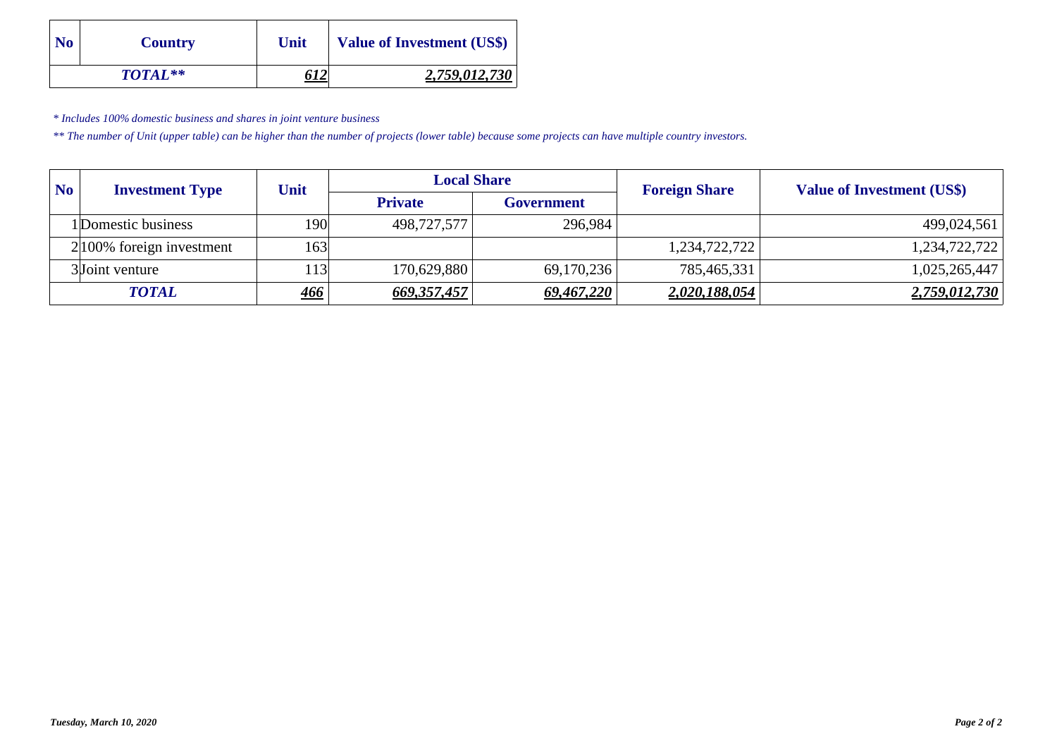| No | Country | Unit | Value of Investment (US$) |
|---|---|---|---|
| TOTAL** | | 612 | 2,759,012,730 |

*\* Includes 100% domestic business and shares in joint venture business*

*\*\* The number of Unit (upper table) can be higher than the number of projects (lower table) because some projects can have multiple country investors.*

| No | Investment Type | Unit | Local Share | | Foreign Share | Value of Investment (US$) |
|---|---|---|---|---|---|---|
| | | | Private | Government | | |
| 1 | Domestic business | 190 | 498,727,577 | 296,984 | | 499,024,561 |
| 2 | 100% foreign investment | 163 | | | 1,234,722,722 | 1,234,722,722 |
| 3 | Joint venture | 113 | 170,629,880 | 69,170,236 | 785,465,331 | 1,025,265,447 |
| TOTAL | | 466 | 669,357,457 | 69,467,220 | 2,020,188,054 | 2,759,012,730 |

*Tuesday, March 10, 2020*